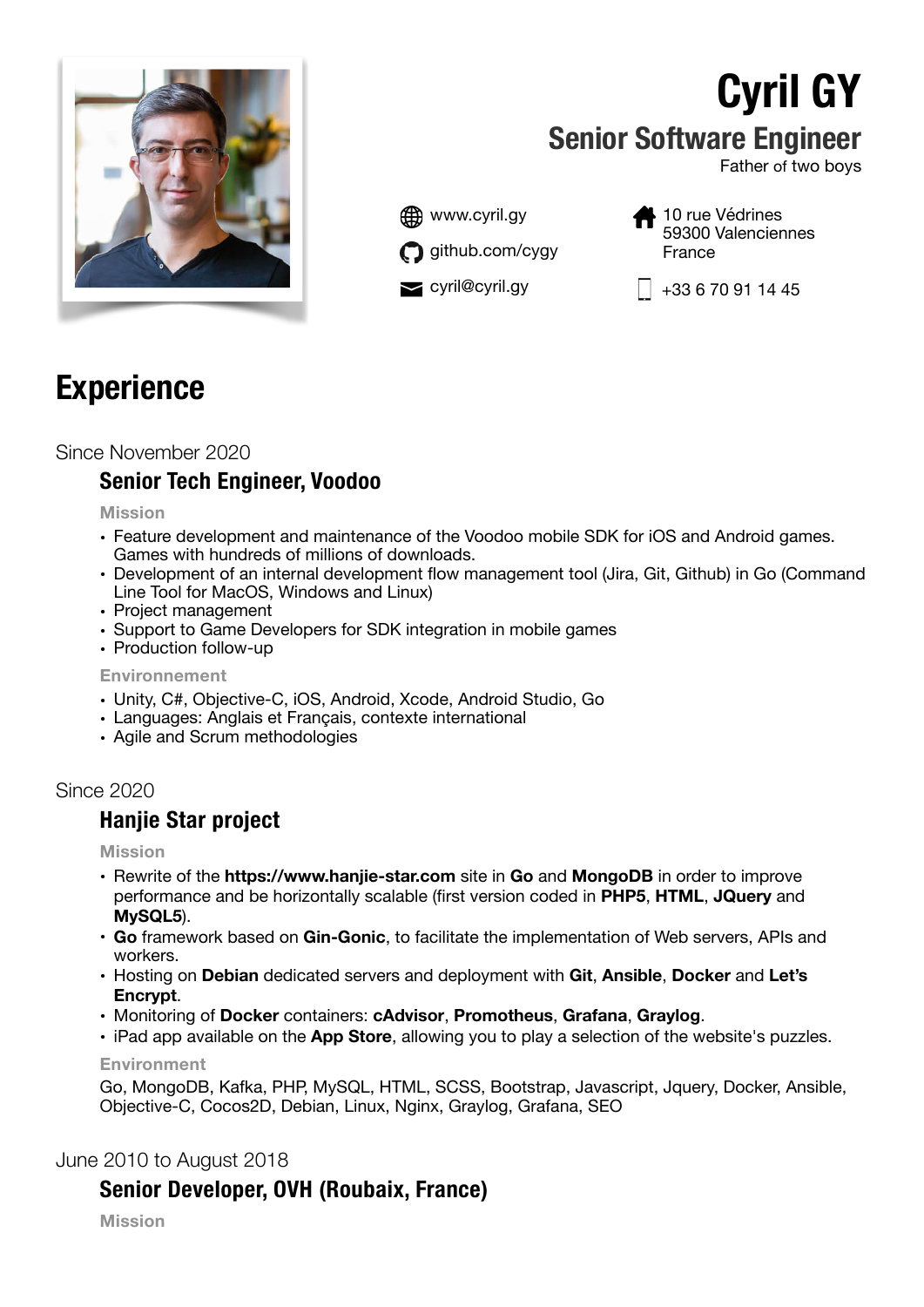# Cyril GY

## Senior Software Engineer

Father of two boys

www.cyril.gy

github.com/cygy

cyril@cyril.gy

10 rue Védrines
59300 Valenciennes
France

+33 6 70 91 14 45

# Experience

Since November 2020

### Senior Tech Engineer, Voodoo

**Mission**

- Feature development and maintenance of the Voodoo mobile SDK for iOS and Android games. Games with hundreds of millions of downloads.
- Development of an internal development flow management tool (Jira, Git, Github) in Go (Command Line Tool for MacOS, Windows and Linux)
- Project management
- Support to Game Developers for SDK integration in mobile games
- Production follow-up

**Environnement**

- Unity, C#, Objective-C, iOS, Android, Xcode, Android Studio, Go
- Languages: Anglais et Français, contexte international
- Agile and Scrum methodologies

Since 2020

### Hanjie Star project

**Mission**

- Rewrite of the **https://www.hanjie-star.com** site in **Go** and **MongoDB** in order to improve performance and be horizontally scalable (first version coded in **PHP5**, **HTML**, **JQuery** and **MySQL5**).
- **Go** framework based on **Gin-Gonic**, to facilitate the implementation of Web servers, APIs and workers.
- Hosting on **Debian** dedicated servers and deployment with **Git**, **Ansible**, **Docker** and **Let's Encrypt**.
- Monitoring of **Docker** containers: **cAdvisor**, **Promotheus**, **Grafana**, **Graylog**.
- iPad app available on the **App Store**, allowing you to play a selection of the website's puzzles.

**Environment**

Go, MongoDB, Kafka, PHP, MySQL, HTML, SCSS, Bootstrap, Javascript, Jquery, Docker, Ansible, Objective-C, Cocos2D, Debian, Linux, Nginx, Graylog, Grafana, SEO

June 2010 to August 2018

### Senior Developer, OVH (Roubaix, France)

**Mission**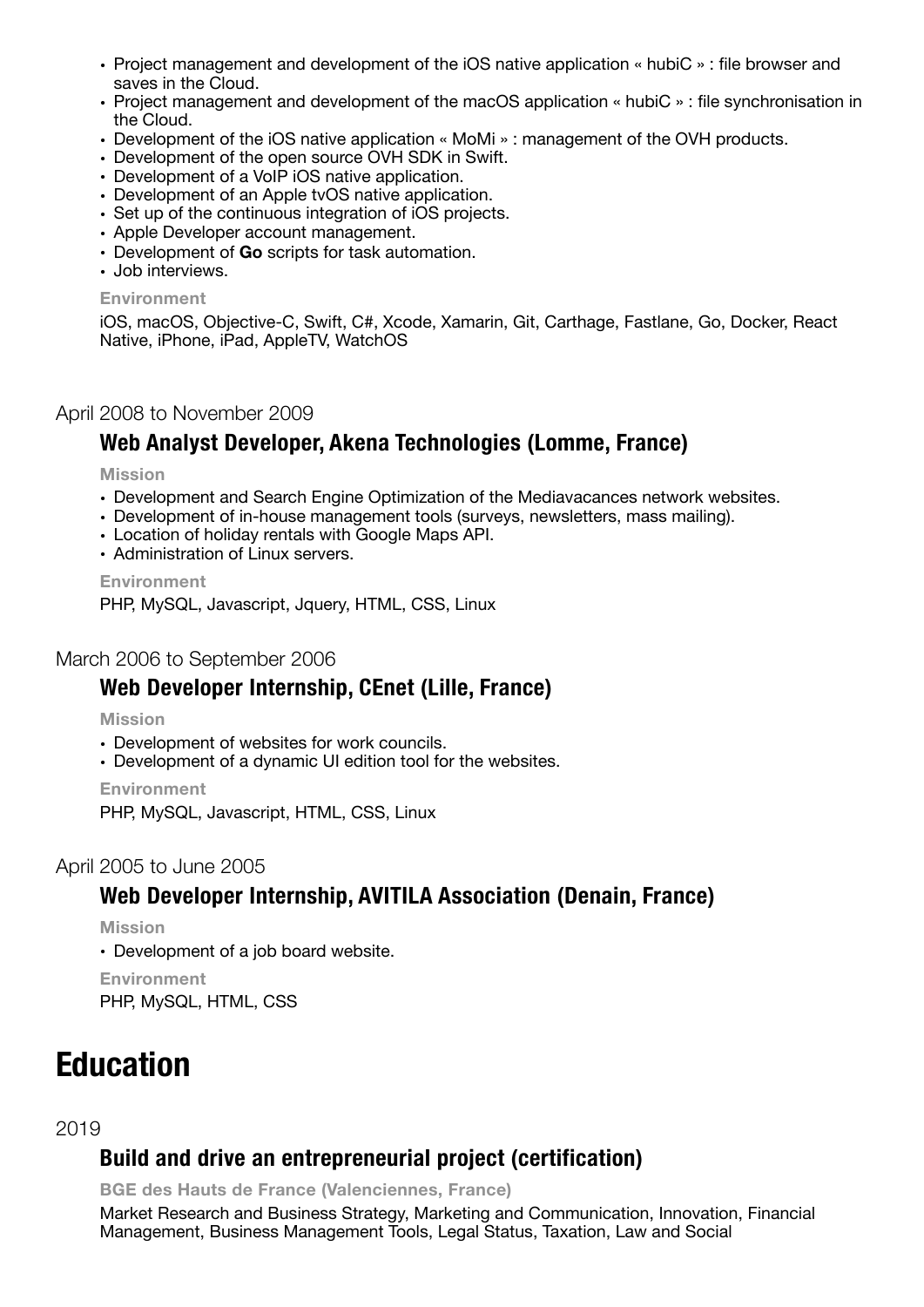- Project management and development of the iOS native application « hubiC » : file browser and saves in the Cloud.
- Project management and development of the macOS application « hubiC » : file synchronisation in the Cloud.
- Development of the iOS native application « MoMi » : management of the OVH products.
- Development of the open source OVH SDK in Swift.
- Development of a VoIP iOS native application.
- Development of an Apple tvOS native application.
- Set up of the continuous integration of iOS projects.
- Apple Developer account management.
- Development of **Go** scripts for task automation.
- Job interviews.

**Environment**

iOS, macOS, Objective-C, Swift, C#, Xcode, Xamarin, Git, Carthage, Fastlane, Go, Docker, React Native, iPhone, iPad, AppleTV, WatchOS

April 2008 to November 2009

### Web Analyst Developer, Akena Technologies (Lomme, France)

**Mission**

- Development and Search Engine Optimization of the Mediavacances network websites.
- Development of in-house management tools (surveys, newsletters, mass mailing).
- Location of holiday rentals with Google Maps API.
- Administration of Linux servers.

**Environment**

PHP, MySQL, Javascript, Jquery, HTML, CSS, Linux

March 2006 to September 2006

### Web Developer Internship, CEnet (Lille, France)

**Mission**

- Development of websites for work councils.
- Development of a dynamic UI edition tool for the websites.

**Environment**

PHP, MySQL, Javascript, HTML, CSS, Linux

April 2005 to June 2005

### Web Developer Internship, AVITILA Association (Denain, France)

**Mission**

- Development of a job board website.

**Environment**

PHP, MySQL, HTML, CSS

# Education

2019

### Build and drive an entrepreneurial project (certification)

**BGE des Hauts de France (Valenciennes, France)**

Market Research and Business Strategy, Marketing and Communication, Innovation, Financial Management, Business Management Tools, Legal Status, Taxation, Law and Social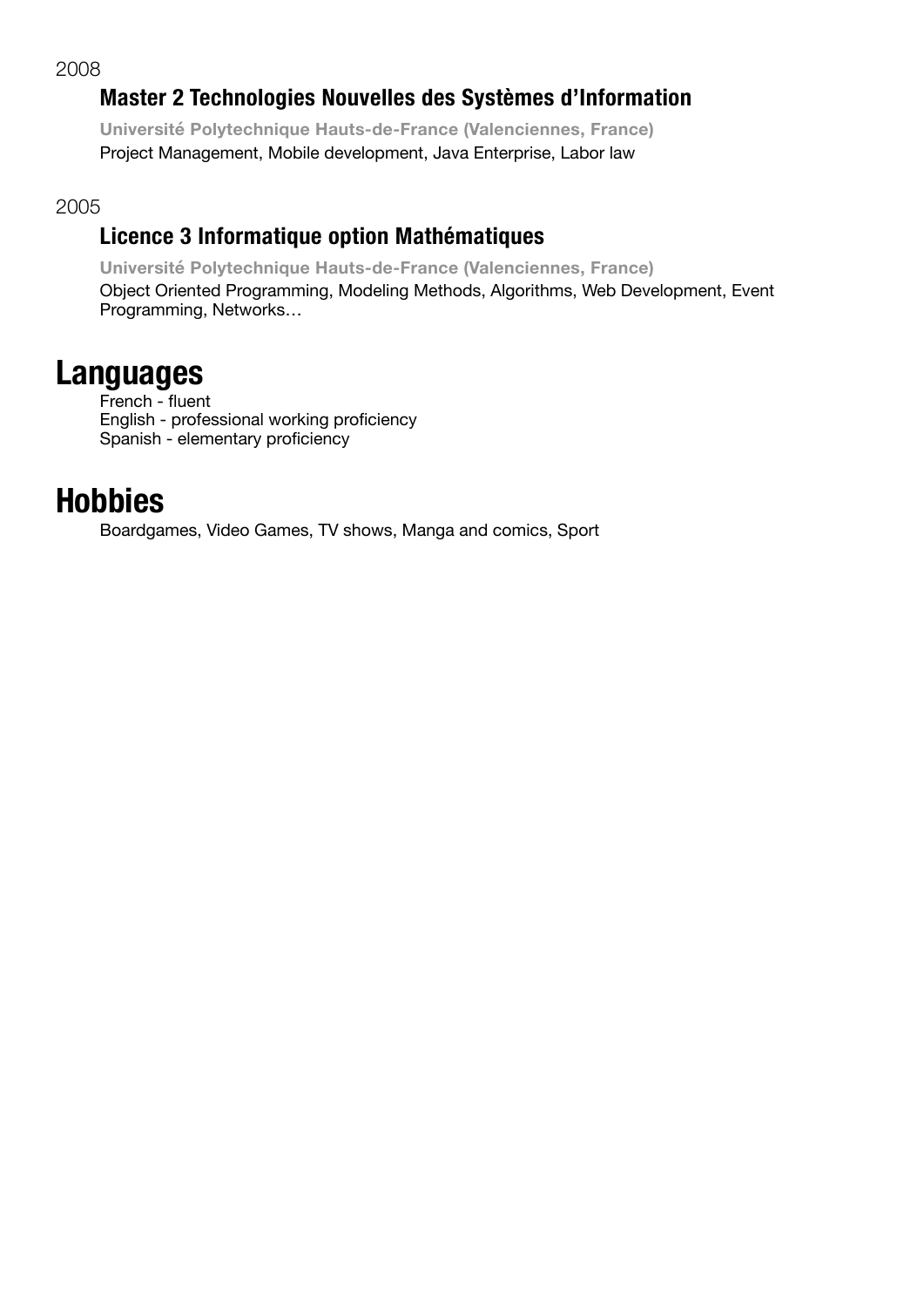2008

### Master 2 Technologies Nouvelles des Systèmes d'Information

**Université Polytechnique Hauts-de-France (Valenciennes, France)**

Project Management, Mobile development, Java Enterprise, Labor law

2005

### Licence 3 Informatique option Mathématiques

**Université Polytechnique Hauts-de-France (Valenciennes, France)**

Object Oriented Programming, Modeling Methods, Algorithms, Web Development, Event Programming, Networks…

## Languages

French - fluent
English - professional working proficiency
Spanish - elementary proficiency

## Hobbies

Boardgames, Video Games, TV shows, Manga and comics, Sport